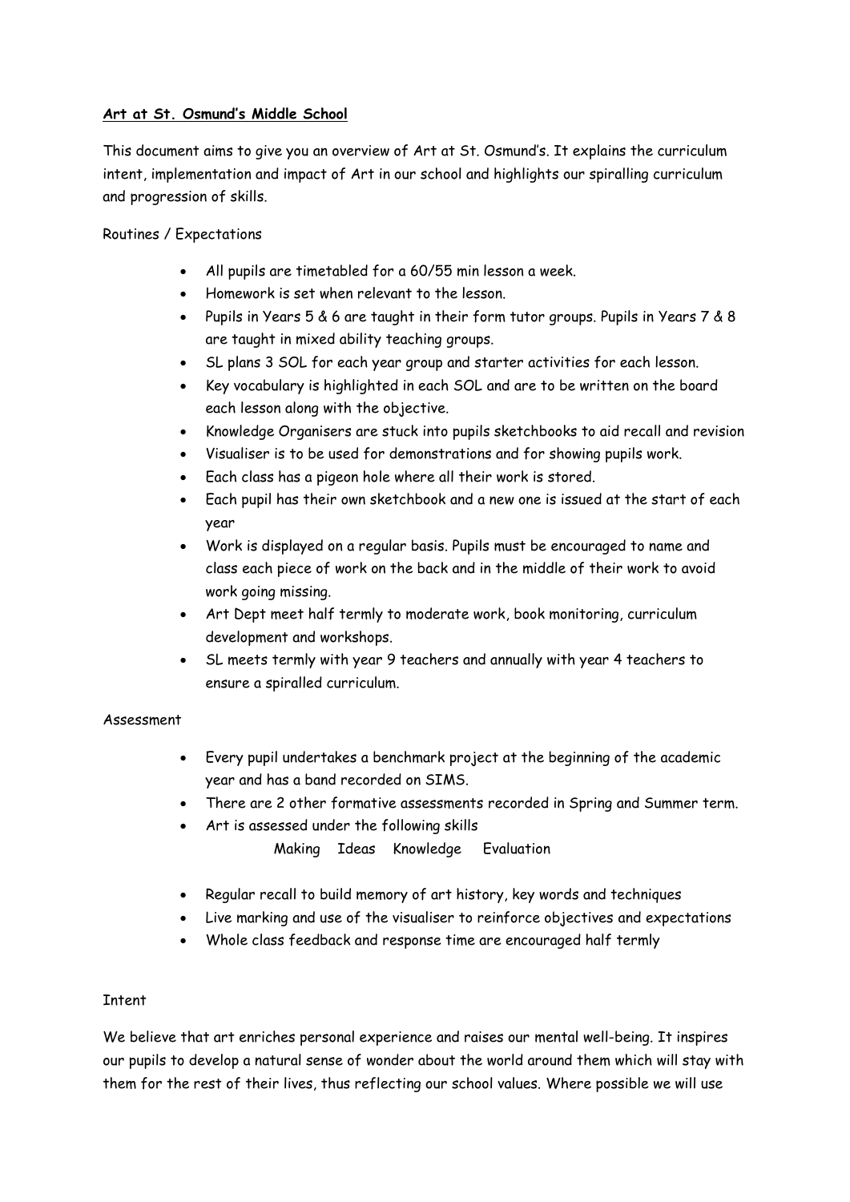**Art at St. Osmund's Middle School**

This document aims to give you an overview of Art at St. Osmund's. It explains the curriculum intent, implementation and impact of Art in our school and highlights our spiralling curriculum and progression of skills.

Routines / Expectations

- All pupils are timetabled for a 60/55 min lesson a week.
- Homework is set when relevant to the lesson.
- Pupils in Years 5 & 6 are taught in their form tutor groups. Pupils in Years 7 & 8 are taught in mixed ability teaching groups.
- SL plans 3 SOL for each year group and starter activities for each lesson.
- Key vocabulary is highlighted in each SOL and are to be written on the board each lesson along with the objective.
- Knowledge Organisers are stuck into pupils sketchbooks to aid recall and revision
- Visualiser is to be used for demonstrations and for showing pupils work.
- Each class has a pigeon hole where all their work is stored.
- Each pupil has their own sketchbook and a new one is issued at the start of each year
- Work is displayed on a regular basis. Pupils must be encouraged to name and class each piece of work on the back and in the middle of their work to avoid work going missing.
- Art Dept meet half termly to moderate work, book monitoring, curriculum development and workshops.
- SL meets termly with year 9 teachers and annually with year 4 teachers to ensure a spiralled curriculum.

Assessment

- Every pupil undertakes a benchmark project at the beginning of the academic year and has a band recorded on SIMS.
- There are 2 other formative assessments recorded in Spring and Summer term.
- Art is assessed under the following skills

  Making Ideas Knowledge Evaluation

- Regular recall to build memory of art history, key words and techniques
- Live marking and use of the visualiser to reinforce objectives and expectations
- Whole class feedback and response time are encouraged half termly

Intent

We believe that art enriches personal experience and raises our mental well-being. It inspires our pupils to develop a natural sense of wonder about the world around them which will stay with them for the rest of their lives, thus reflecting our school values. Where possible we will use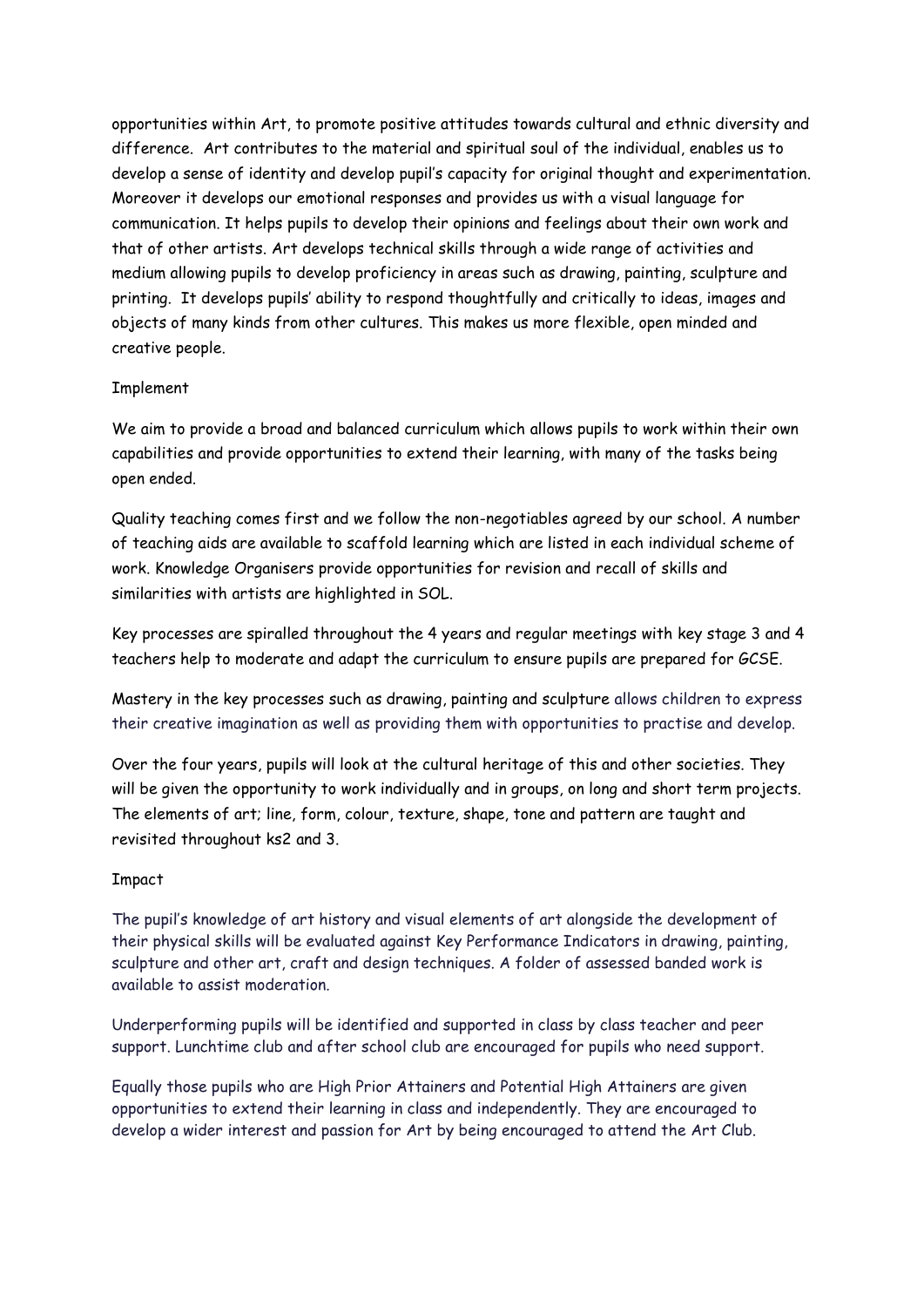opportunities within Art, to promote positive attitudes towards cultural and ethnic diversity and difference. Art contributes to the material and spiritual soul of the individual, enables us to develop a sense of identity and develop pupil's capacity for original thought and experimentation. Moreover it develops our emotional responses and provides us with a visual language for communication. It helps pupils to develop their opinions and feelings about their own work and that of other artists. Art develops technical skills through a wide range of activities and medium allowing pupils to develop proficiency in areas such as drawing, painting, sculpture and printing. It develops pupils' ability to respond thoughtfully and critically to ideas, images and objects of many kinds from other cultures. This makes us more flexible, open minded and creative people.

## Implement

We aim to provide a broad and balanced curriculum which allows pupils to work within their own capabilities and provide opportunities to extend their learning, with many of the tasks being open ended.

Quality teaching comes first and we follow the non-negotiables agreed by our school. A number of teaching aids are available to scaffold learning which are listed in each individual scheme of work. Knowledge Organisers provide opportunities for revision and recall of skills and similarities with artists are highlighted in SOL.

Key processes are spiralled throughout the 4 years and regular meetings with key stage 3 and 4 teachers help to moderate and adapt the curriculum to ensure pupils are prepared for GCSE.

Mastery in the key processes such as drawing, painting and sculpture allows children to express their creative imagination as well as providing them with opportunities to practise and develop.

Over the four years, pupils will look at the cultural heritage of this and other societies. They will be given the opportunity to work individually and in groups, on long and short term projects. The elements of art; line, form, colour, texture, shape, tone and pattern are taught and revisited throughout ks2 and 3.

## Impact

The pupil's knowledge of art history and visual elements of art alongside the development of their physical skills will be evaluated against Key Performance Indicators in drawing, painting, sculpture and other art, craft and design techniques. A folder of assessed banded work is available to assist moderation.

Underperforming pupils will be identified and supported in class by class teacher and peer support. Lunchtime club and after school club are encouraged for pupils who need support.

Equally those pupils who are High Prior Attainers and Potential High Attainers are given opportunities to extend their learning in class and independently. They are encouraged to develop a wider interest and passion for Art by being encouraged to attend the Art Club.